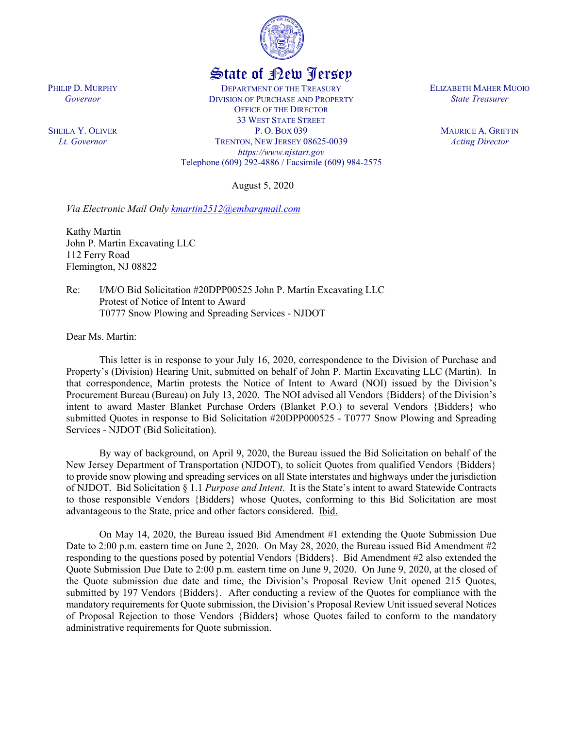State of New Jersey

DEPARTMENT OF THE TREASURY
DIVISION OF PURCHASE AND PROPERTY
OFFICE OF THE DIRECTOR
33 WEST STATE STREET
P. O. BOX 039
TRENTON, NEW JERSEY 08625-0039
*https://www.njstart.gov*
Telephone (609) 292-4886 / Facsimile (609) 984-2575

PHILIP D. MURPHY
*Governor*

SHEILA Y. OLIVER
*Lt. Governor*

ELIZABETH MAHER MUOIO
*State Treasurer*

MAURICE A. GRIFFIN
*Acting Director*

August 5, 2020

*Via Electronic Mail Only* kmartin2512@embarqmail.com

Kathy Martin
John P. Martin Excavating LLC
112 Ferry Road
Flemington, NJ 08822

Re: I/M/O Bid Solicitation #20DPP00525 John P. Martin Excavating LLC
Protest of Notice of Intent to Award
T0777 Snow Plowing and Spreading Services - NJDOT

Dear Ms. Martin:

This letter is in response to your July 16, 2020, correspondence to the Division of Purchase and Property's (Division) Hearing Unit, submitted on behalf of John P. Martin Excavating LLC (Martin). In that correspondence, Martin protests the Notice of Intent to Award (NOI) issued by the Division's Procurement Bureau (Bureau) on July 13, 2020. The NOI advised all Vendors {Bidders} of the Division's intent to award Master Blanket Purchase Orders (Blanket P.O.) to several Vendors {Bidders} who submitted Quotes in response to Bid Solicitation #20DPP000525 - T0777 Snow Plowing and Spreading Services - NJDOT (Bid Solicitation).

By way of background, on April 9, 2020, the Bureau issued the Bid Solicitation on behalf of the New Jersey Department of Transportation (NJDOT), to solicit Quotes from qualified Vendors {Bidders} to provide snow plowing and spreading services on all State interstates and highways under the jurisdiction of NJDOT. Bid Solicitation § 1.1 *Purpose and Intent*. It is the State's intent to award Statewide Contracts to those responsible Vendors {Bidders} whose Quotes, conforming to this Bid Solicitation are most advantageous to the State, price and other factors considered. Ibid.

On May 14, 2020, the Bureau issued Bid Amendment #1 extending the Quote Submission Due Date to 2:00 p.m. eastern time on June 2, 2020. On May 28, 2020, the Bureau issued Bid Amendment #2 responding to the questions posed by potential Vendors {Bidders}. Bid Amendment #2 also extended the Quote Submission Due Date to 2:00 p.m. eastern time on June 9, 2020. On June 9, 2020, at the closed of the Quote submission due date and time, the Division's Proposal Review Unit opened 215 Quotes, submitted by 197 Vendors {Bidders}. After conducting a review of the Quotes for compliance with the mandatory requirements for Quote submission, the Division's Proposal Review Unit issued several Notices of Proposal Rejection to those Vendors {Bidders} whose Quotes failed to conform to the mandatory administrative requirements for Quote submission.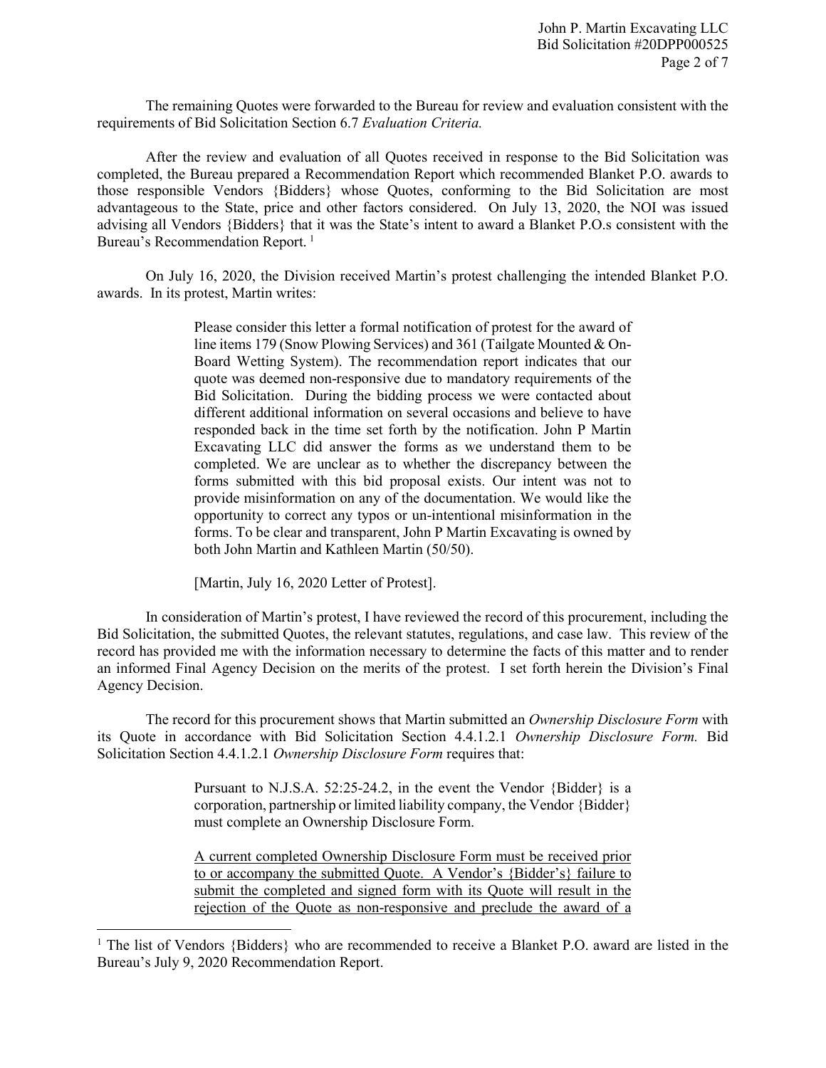The remaining Quotes were forwarded to the Bureau for review and evaluation consistent with the requirements of Bid Solicitation Section 6.7 *Evaluation Criteria.*

After the review and evaluation of all Quotes received in response to the Bid Solicitation was completed, the Bureau prepared a Recommendation Report which recommended Blanket P.O. awards to those responsible Vendors {Bidders} whose Quotes, conforming to the Bid Solicitation are most advantageous to the State, price and other factors considered. On July 13, 2020, the NOI was issued advising all Vendors {Bidders} that it was the State's intent to award a Blanket P.O.s consistent with the Bureau's Recommendation Report. [1]

On July 16, 2020, the Division received Martin's protest challenging the intended Blanket P.O. awards. In its protest, Martin writes:

> Please consider this letter a formal notification of protest for the award of line items 179 (Snow Plowing Services) and 361 (Tailgate Mounted & On-Board Wetting System). The recommendation report indicates that our quote was deemed non-responsive due to mandatory requirements of the Bid Solicitation. During the bidding process we were contacted about different additional information on several occasions and believe to have responded back in the time set forth by the notification. John P Martin Excavating LLC did answer the forms as we understand them to be completed. We are unclear as to whether the discrepancy between the forms submitted with this bid proposal exists. Our intent was not to provide misinformation on any of the documentation. We would like the opportunity to correct any typos or un-intentional misinformation in the forms. To be clear and transparent, John P Martin Excavating is owned by both John Martin and Kathleen Martin (50/50).
>
> [Martin, July 16, 2020 Letter of Protest].

In consideration of Martin's protest, I have reviewed the record of this procurement, including the Bid Solicitation, the submitted Quotes, the relevant statutes, regulations, and case law. This review of the record has provided me with the information necessary to determine the facts of this matter and to render an informed Final Agency Decision on the merits of the protest. I set forth herein the Division's Final Agency Decision.

The record for this procurement shows that Martin submitted an *Ownership Disclosure Form* with its Quote in accordance with Bid Solicitation Section 4.4.1.2.1 *Ownership Disclosure Form.* Bid Solicitation Section 4.4.1.2.1 *Ownership Disclosure Form* requires that:

> Pursuant to N.J.S.A. 52:25-24.2, in the event the Vendor {Bidder} is a corporation, partnership or limited liability company, the Vendor {Bidder} must complete an Ownership Disclosure Form.
>
> <u>A current completed Ownership Disclosure Form must be received prior to or accompany the submitted Quote. A Vendor's {Bidder's} failure to submit the completed and signed form with its Quote will result in the rejection of the Quote as non-responsive and preclude the award of a</u>

[1] The list of Vendors {Bidders} who are recommended to receive a Blanket P.O. award are listed in the Bureau's July 9, 2020 Recommendation Report.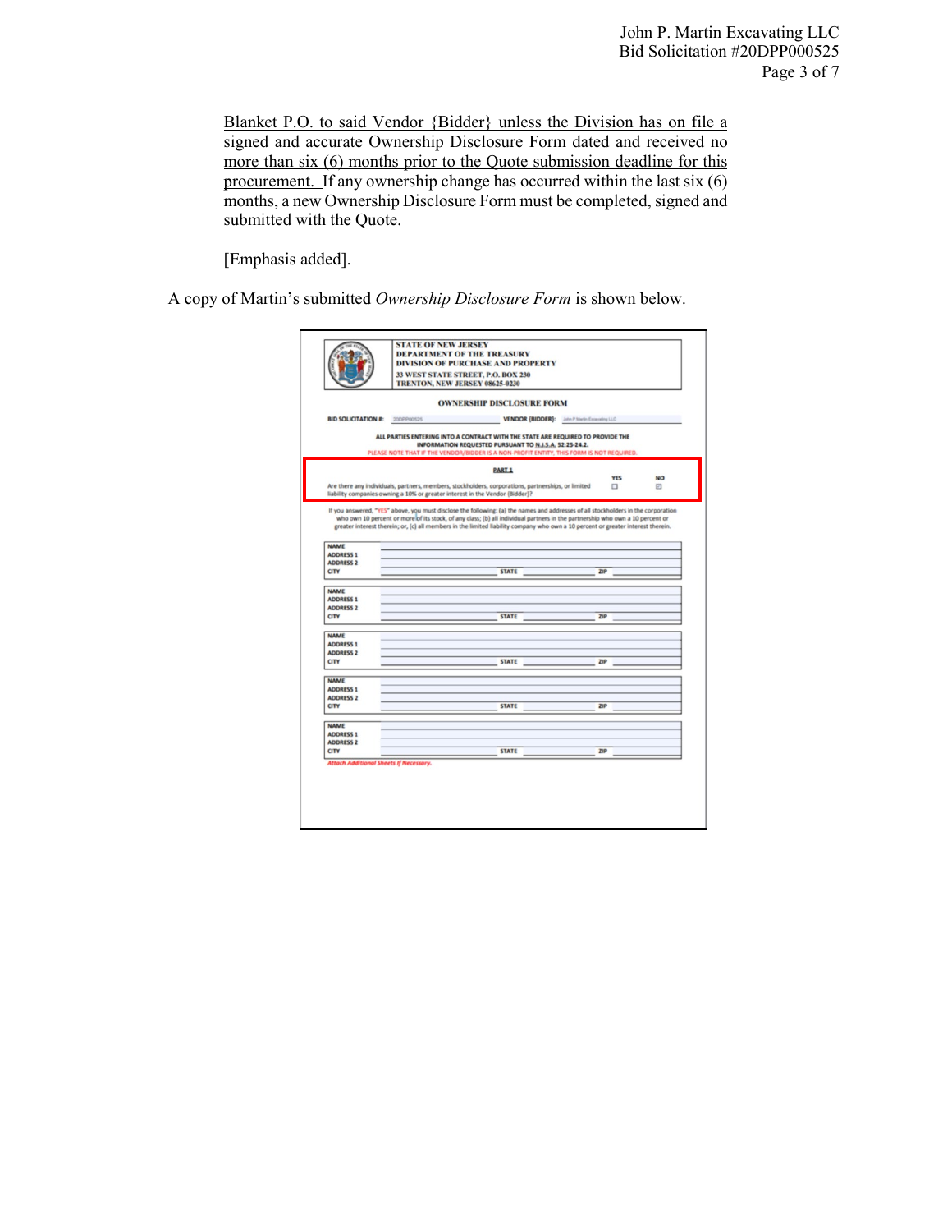Blanket P.O. to said Vendor {Bidder} unless the Division has on file a signed and accurate Ownership Disclosure Form dated and received no more than six (6) months prior to the Quote submission deadline for this procurement. If any ownership change has occurred within the last six (6) months, a new Ownership Disclosure Form must be completed, signed and submitted with the Quote.

[Emphasis added].

A copy of Martin's submitted *Ownership Disclosure Form* is shown below.

**STATE OF NEW JERSEY**
**DEPARTMENT OF THE TREASURY**
**DIVISION OF PURCHASE AND PROPERTY**
**33 WEST STATE STREET, P.O. BOX 230**
**TRENTON, NEW JERSEY 08625-0230**

**OWNERSHIP DISCLOSURE FORM**

**BID SOLICITATION #:** 20DPP00525 **VENDOR {BIDDER}:** John P Martin Excavating LLC

**ALL PARTIES ENTERING INTO A CONTRACT WITH THE STATE ARE REQUIRED TO PROVIDE THE INFORMATION REQUESTED PURSUANT TO N.J.S.A. 52:25-24.2.**

PLEASE NOTE THAT IF THE VENDOR/BIDDER IS A NON-PROFIT ENTITY, THIS FORM IS NOT REQUIRED.

**PART 1**

| | YES | NO |
|---|---|---|
| Are there any individuals, partners, members, stockholders, corporations, partnerships, or limited liability companies owning a 10% or greater interest in the Vendor {Bidder}? | ☐ | ☑ |

If you answered, "YES" above, you must disclose the following: (a) the names and addresses of all stockholders in the corporation who own 10 percent or more of its stock, of any class; (b) all individual partners in the partnership who own a 10 percent or greater interest therein; or, (c) all members in the limited liability company who own a 10 percent or greater interest therein.

| | | | | | |
|---|---|---|---|---|---|
| NAME | | | | | |
| ADDRESS 1 | | | | | |
| ADDRESS 2 | | | | | |
| CITY | | STATE | | ZIP | |

| | | | | | |
|---|---|---|---|---|---|
| NAME | | | | | |
| ADDRESS 1 | | | | | |
| ADDRESS 2 | | | | | |
| CITY | | STATE | | ZIP | |

| | | | | | |
|---|---|---|---|---|---|
| NAME | | | | | |
| ADDRESS 1 | | | | | |
| ADDRESS 2 | | | | | |
| CITY | | STATE | | ZIP | |

| | | | | | |
|---|---|---|---|---|---|
| NAME | | | | | |
| ADDRESS 1 | | | | | |
| ADDRESS 2 | | | | | |
| CITY | | STATE | | ZIP | |

| | | | | | |
|---|---|---|---|---|---|
| NAME | | | | | |
| ADDRESS 1 | | | | | |
| ADDRESS 2 | | | | | |
| CITY | | STATE | | ZIP | |

*Attach Additional Sheets If Necessary.*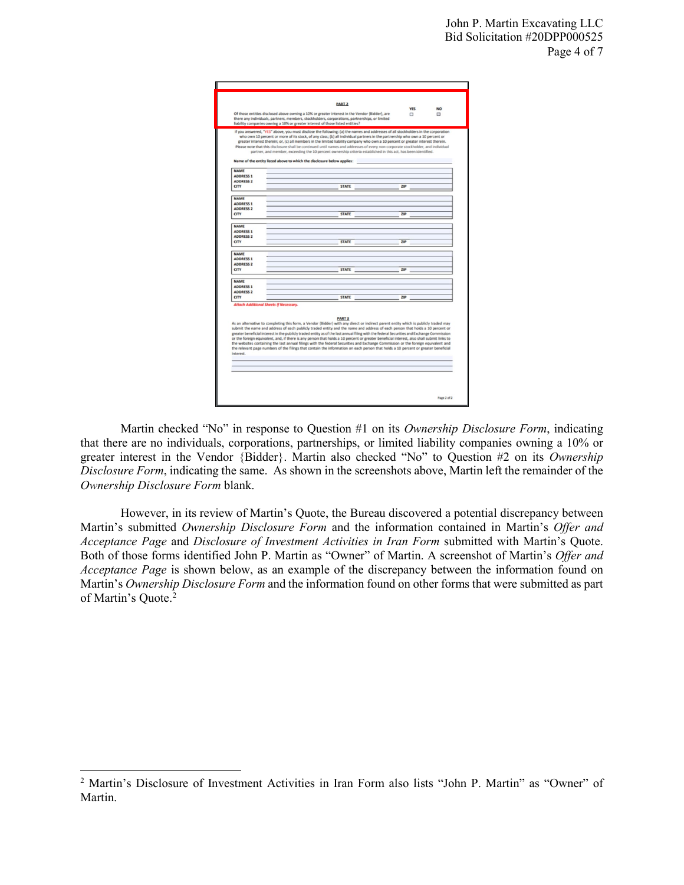PART 2

Of those entities disclosed above owning a 10% or greater interest in the Vendor (Bidder), are there any individuals, partners, members, stockholders, corporations, partnerships, or limited liability companies owning a 10% or greater interest of those listed entities?

YES ☐ NO ☒

If you answered, "YES" above, you must disclose the following: (a) the names and addresses of all stockholders in the corporation who own 10 percent or more of its stock, of any class; (b) all individual partners in the partnership who own a 10 percent or greater interest therein; or, (c) all members in the limited liability company who own a 10 percent or greater interest therein. Please note that this disclosure shall be continued until names and addresses of every non-corporate stockholder, and individual partner, and member, exceeding the 10 percent ownership criteria established in this act, has been identified.

Name of the entity listed above to which the disclosure below applies: ______

NAME ______
ADDRESS 1 ______
ADDRESS 2 ______
CITY ______ STATE ______ ZIP ______

NAME ______
ADDRESS 1 ______
ADDRESS 2 ______
CITY ______ STATE ______ ZIP ______

NAME ______
ADDRESS 1 ______
ADDRESS 2 ______
CITY ______ STATE ______ ZIP ______

NAME ______
ADDRESS 1 ______
ADDRESS 2 ______
CITY ______ STATE ______ ZIP ______

NAME ______
ADDRESS 1 ______
ADDRESS 2 ______
CITY ______ STATE ______ ZIP ______

*Attach Additional Sheets If Necessary.*

PART 3

As an alternative to completing this form, a Vendor (Bidder) with any direct or indirect parent entity which is publicly traded may submit the name and address of each publicly traded entity and the name and address of each person that holds a 10 percent or greater beneficial interest in the publicly traded entity as of the last annual filing with the federal Securities and Exchange Commission or the foreign equivalent, and, if there is any person that holds a 10 percent or greater beneficial interest, also shall submit links to the websites containing the last annual filings with the federal Securities and Exchange Commission or the foreign equivalent and the relevant page numbers of the filings that contain the information on each person that holds a 10 percent or greater beneficial interest.

______

Page 2 of 2

Martin checked "No" in response to Question #1 on its *Ownership Disclosure Form*, indicating that there are no individuals, corporations, partnerships, or limited liability companies owning a 10% or greater interest in the Vendor {Bidder}. Martin also checked "No" to Question #2 on its *Ownership Disclosure Form*, indicating the same. As shown in the screenshots above, Martin left the remainder of the *Ownership Disclosure Form* blank.

However, in its review of Martin's Quote, the Bureau discovered a potential discrepancy between Martin's submitted *Ownership Disclosure Form* and the information contained in Martin's *Offer and Acceptance Page* and *Disclosure of Investment Activities in Iran Form* submitted with Martin's Quote. Both of those forms identified John P. Martin as "Owner" of Martin. A screenshot of Martin's *Offer and Acceptance Page* is shown below, as an example of the discrepancy between the information found on Martin's *Ownership Disclosure Form* and the information found on other forms that were submitted as part of Martin's Quote.[2]

[2] Martin's Disclosure of Investment Activities in Iran Form also lists "John P. Martin" as "Owner" of Martin.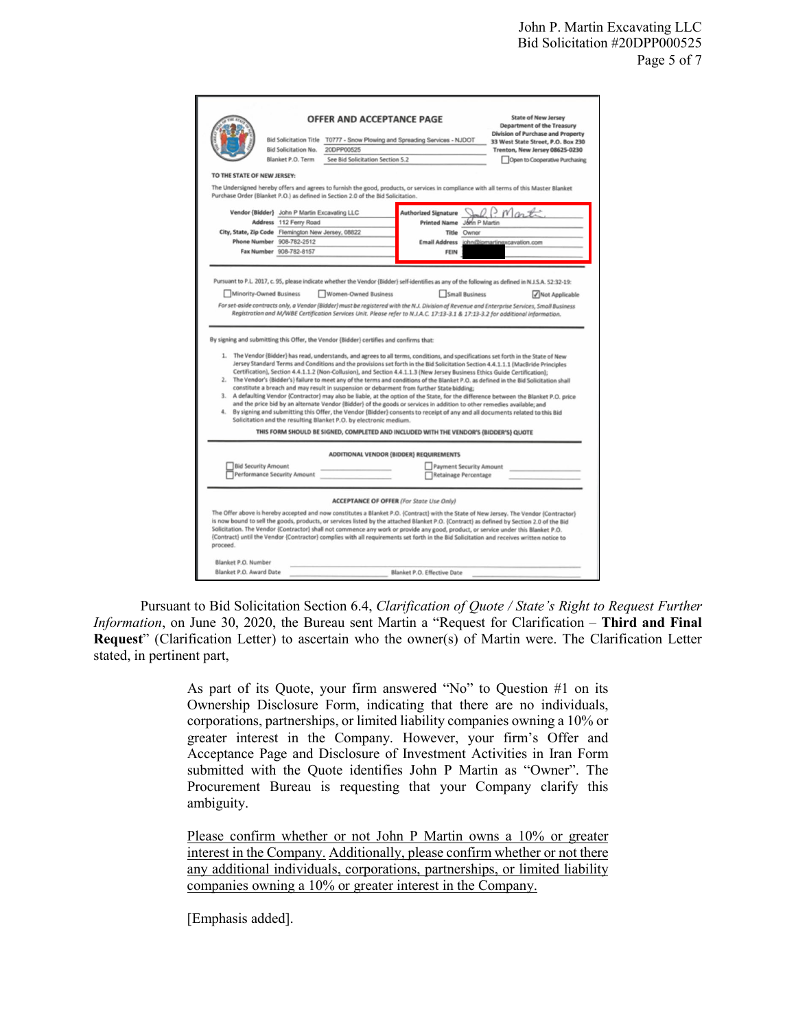**OFFER AND ACCEPTANCE PAGE**

State of New Jersey
Department of the Treasury
Division of Purchase and Property
33 West State Street, P.O. Box 230
Trenton, New Jersey 08625-0230

Bid Solicitation Title: T0777 - Snow Plowing and Spreading Services - NJDOT
Bid Solicitation No.: 20DPP00525
Blanket P.O. Term: See Bid Solicitation Section 5.2

☐ Open to Cooperative Purchasing

**TO THE STATE OF NEW JERSEY:**

The Undersigned hereby offers and agrees to furnish the good, products, or services in compliance with all terms of this Master Blanket Purchase Order (Blanket P.O.) as defined in Section 2.0 of the Bid Solicitation.

| | | | |
|---|---|---|---|
| Vendor (Bidder) | John P Martin Excavating LLC | Authorized Signature | [signature] |
| Address | 112 Ferry Road | Printed Name | John P Martin |
| City, State, Zip Code | Flemington New Jersey, 08822 | Title | Owner |
| Phone Number | 908-782-2512 | Email Address | john@jpmartinexcavation.com |
| Fax Number | 908-782-8157 | FEIN | [redacted] |

Pursuant to P.L. 2017, c. 95, please indicate whether the Vendor (Bidder) self-identifies as any of the following as defined in N.J.S.A. 52:32-19:

☐ Minority-Owned Business ☐ Women-Owned Business ☐ Small Business ☑ Not Applicable

*For set-aside contracts only, a Vendor (Bidder) must be registered with the N.J. Division of Revenue and Enterprise Services, Small Business Registration and M/WBE Certification Services Unit. Please refer to N.J.A.C. 17:13-3.1 & 17:13-3.2 for additional information.*

By signing and submitting this Offer, the Vendor (Bidder) certifies and confirms that:

1. The Vendor (Bidder) has read, understands, and agrees to all terms, conditions, and specifications set forth in the State of New Jersey Standard Terms and Conditions and the provisions set forth in the Bid Solicitation Section 4.4.1.1.1 (MacBride Principles Certification), Section 4.4.1.1.2 (Non-Collusion), and Section 4.4.1.1.3 (New Jersey Business Ethics Guide Certification);
2. The Vendor's (Bidder's) failure to meet any of the terms and conditions of the Blanket P.O. as defined in the Bid Solicitation shall constitute a breach and may result in suspension or debarment from further State bidding;
3. A defaulting Vendor (Contractor) may also be liable, at the option of the State, for the difference between the Blanket P.O. price and the price bid by an alternate Vendor (Bidder) of the goods or services in addition to other remedies available; and
4. By signing and submitting this Offer, the Vendor (Bidder) consents to receipt of any and all documents related to this Bid Solicitation and the resulting Blanket P.O. by electronic medium.

**THIS FORM SHOULD BE SIGNED, COMPLETED AND INCLUDED WITH THE VENDOR'S (BIDDER'S) QUOTE**

**ADDITIONAL VENDOR (BIDDER) REQUIREMENTS**

☐ Bid Security Amount ______ ☐ Payment Security Amount ______
☐ Performance Security Amount ______ ☐ Retainage Percentage ______

**ACCEPTANCE OF OFFER** *(For State Use Only)*

The Offer above is hereby accepted and now constitutes a Blanket P.O. (Contract) with the State of New Jersey. The Vendor (Contractor) is now bound to sell the goods, products, or services listed by the attached Blanket P.O. (Contract) as defined by Section 2.0 of the Bid Solicitation. The Vendor (Contractor) shall not commence any work or provide any good, product, or service under this Blanket P.O. (Contract) until the Vendor (Contractor) complies with all requirements set forth in the Bid Solicitation and receives written notice to proceed.

Blanket P.O. Number ______
Blanket P.O. Award Date ______ Blanket P.O. Effective Date ______

Pursuant to Bid Solicitation Section 6.4, *Clarification of Quote / State's Right to Request Further Information*, on June 30, 2020, the Bureau sent Martin a "Request for Clarification – **Third and Final Request**" (Clarification Letter) to ascertain who the owner(s) of Martin were. The Clarification Letter stated, in pertinent part,

> As part of its Quote, your firm answered "No" to Question #1 on its Ownership Disclosure Form, indicating that there are no individuals, corporations, partnerships, or limited liability companies owning a 10% or greater interest in the Company. However, your firm's Offer and Acceptance Page and Disclosure of Investment Activities in Iran Form submitted with the Quote identifies John P Martin as "Owner". The Procurement Bureau is requesting that your Company clarify this ambiguity.
>
> <u>Please confirm whether or not John P Martin owns a 10% or greater interest in the Company.</u> <u>Additionally, please confirm whether or not there any additional individuals, corporations, partnerships, or limited liability companies owning a 10% or greater interest in the Company.</u>
>
> [Emphasis added].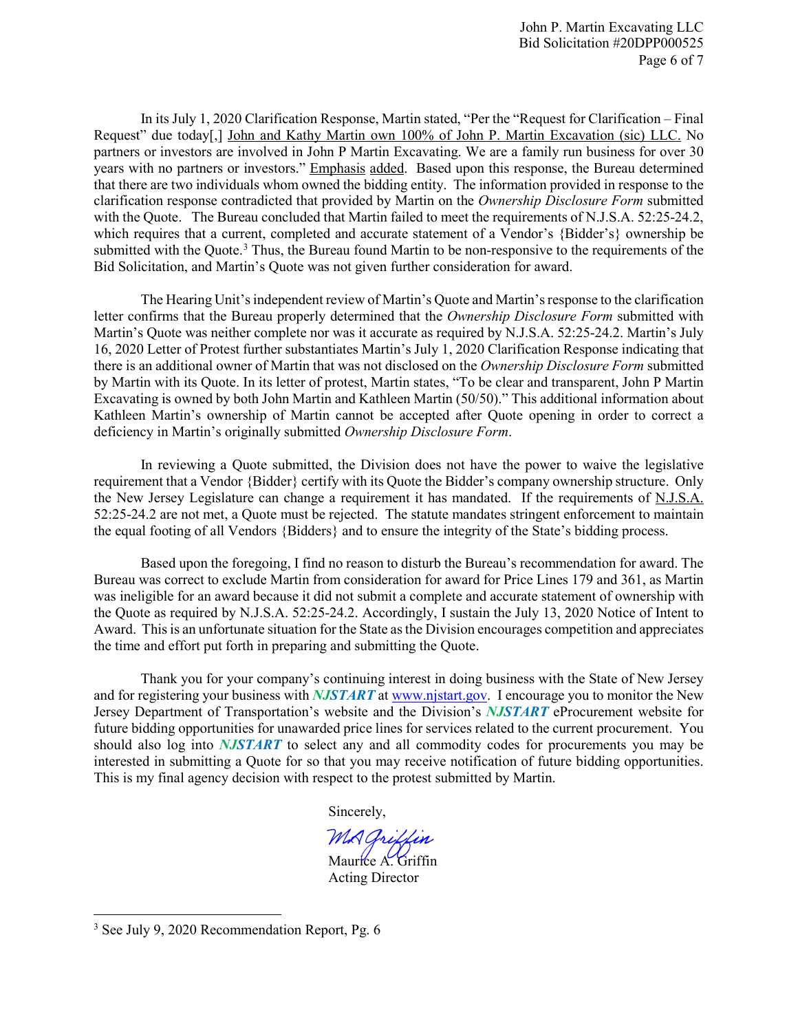In its July 1, 2020 Clarification Response, Martin stated, "Per the "Request for Clarification – Final Request" due today[,] John and Kathy Martin own 100% of John P. Martin Excavation (sic) LLC. No partners or investors are involved in John P Martin Excavating. We are a family run business for over 30 years with no partners or investors." Emphasis added. Based upon this response, the Bureau determined that there are two individuals whom owned the bidding entity. The information provided in response to the clarification response contradicted that provided by Martin on the *Ownership Disclosure Form* submitted with the Quote. The Bureau concluded that Martin failed to meet the requirements of N.J.S.A. 52:25-24.2, which requires that a current, completed and accurate statement of a Vendor's {Bidder's} ownership be submitted with the Quote.[3] Thus, the Bureau found Martin to be non-responsive to the requirements of the Bid Solicitation, and Martin's Quote was not given further consideration for award.

The Hearing Unit's independent review of Martin's Quote and Martin's response to the clarification letter confirms that the Bureau properly determined that the *Ownership Disclosure Form* submitted with Martin's Quote was neither complete nor was it accurate as required by N.J.S.A. 52:25-24.2. Martin's July 16, 2020 Letter of Protest further substantiates Martin's July 1, 2020 Clarification Response indicating that there is an additional owner of Martin that was not disclosed on the *Ownership Disclosure Form* submitted by Martin with its Quote. In its letter of protest, Martin states, "To be clear and transparent, John P Martin Excavating is owned by both John Martin and Kathleen Martin (50/50)." This additional information about Kathleen Martin's ownership of Martin cannot be accepted after Quote opening in order to correct a deficiency in Martin's originally submitted *Ownership Disclosure Form*.

In reviewing a Quote submitted, the Division does not have the power to waive the legislative requirement that a Vendor {Bidder} certify with its Quote the Bidder's company ownership structure. Only the New Jersey Legislature can change a requirement it has mandated. If the requirements of N.J.S.A. 52:25-24.2 are not met, a Quote must be rejected. The statute mandates stringent enforcement to maintain the equal footing of all Vendors {Bidders} and to ensure the integrity of the State's bidding process.

Based upon the foregoing, I find no reason to disturb the Bureau's recommendation for award. The Bureau was correct to exclude Martin from consideration for award for Price Lines 179 and 361, as Martin was ineligible for an award because it did not submit a complete and accurate statement of ownership with the Quote as required by N.J.S.A. 52:25-24.2. Accordingly, I sustain the July 13, 2020 Notice of Intent to Award. This is an unfortunate situation for the State as the Division encourages competition and appreciates the time and effort put forth in preparing and submitting the Quote.

Thank you for your company's continuing interest in doing business with the State of New Jersey and for registering your business with ***NJSTART*** at www.njstart.gov. I encourage you to monitor the New Jersey Department of Transportation's website and the Division's ***NJSTART*** eProcurement website for future bidding opportunities for unawarded price lines for services related to the current procurement. You should also log into ***NJSTART*** to select any and all commodity codes for procurements you may be interested in submitting a Quote for so that you may receive notification of future bidding opportunities. This is my final agency decision with respect to the protest submitted by Martin.

Sincerely,

MA Griffin

Maurice A. Griffin
Acting Director

---

[3] See July 9, 2020 Recommendation Report, Pg. 6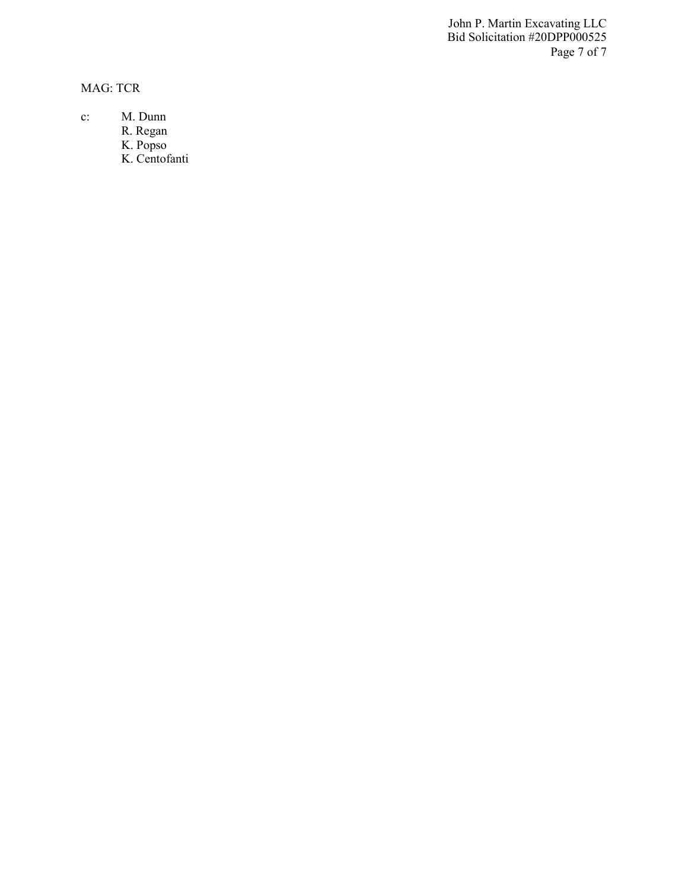MAG: TCR

c: M. Dunn
R. Regan
K. Popso
K. Centofanti